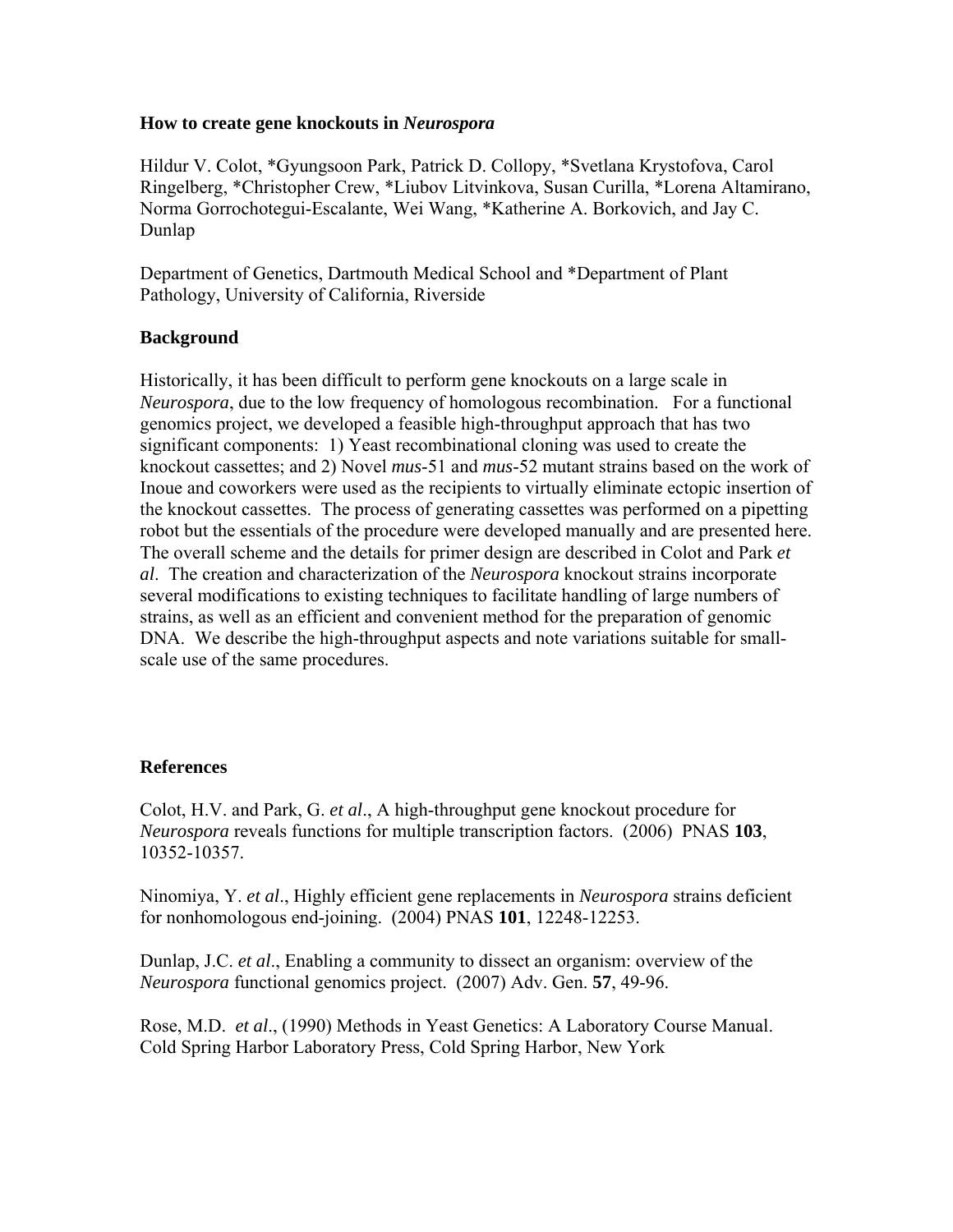# How to create gene knockouts in *Neurospora*

Hildur V. Colot, *Gyungsoon Park, Patrick D. Collopy, *Svetlana Krystofova, Carol Ringelberg, *Christopher Crew, *Liubov Litvinkova, Susan Curilla, *Lorena Altamirano, Norma Gorrochotegui-Escalante, Wei Wang, *Katherine A. Borkovich, and Jay C. Dunlap

Department of Genetics, Dartmouth Medical School and *Department of Plant Pathology, University of California, Riverside

## Background

Historically, it has been difficult to perform gene knockouts on a large scale in *Neurospora*, due to the low frequency of homologous recombination. For a functional genomics project, we developed a feasible high-throughput approach that has two significant components: 1) Yeast recombinational cloning was used to create the knockout cassettes; and 2) Novel *mus*-51 and *mus*-52 mutant strains based on the work of Inoue and coworkers were used as the recipients to virtually eliminate ectopic insertion of the knockout cassettes. The process of generating cassettes was performed on a pipetting robot but the essentials of the procedure were developed manually and are presented here. The overall scheme and the details for primer design are described in Colot and Park *et al*. The creation and characterization of the *Neurospora* knockout strains incorporate several modifications to existing techniques to facilitate handling of large numbers of strains, as well as an efficient and convenient method for the preparation of genomic DNA. We describe the high-throughput aspects and note variations suitable for small-scale use of the same procedures.

## References

Colot, H.V. and Park, G. *et al*., A high-throughput gene knockout procedure for *Neurospora* reveals functions for multiple transcription factors. (2006) PNAS **103**, 10352-10357.

Ninomiya, Y. *et al*., Highly efficient gene replacements in *Neurospora* strains deficient for nonhomologous end-joining. (2004) PNAS **101**, 12248-12253.

Dunlap, J.C. *et al*., Enabling a community to dissect an organism: overview of the *Neurospora* functional genomics project. (2007) Adv. Gen. **57**, 49-96.

Rose, M.D. *et al*., (1990) Methods in Yeast Genetics: A Laboratory Course Manual. Cold Spring Harbor Laboratory Press, Cold Spring Harbor, New York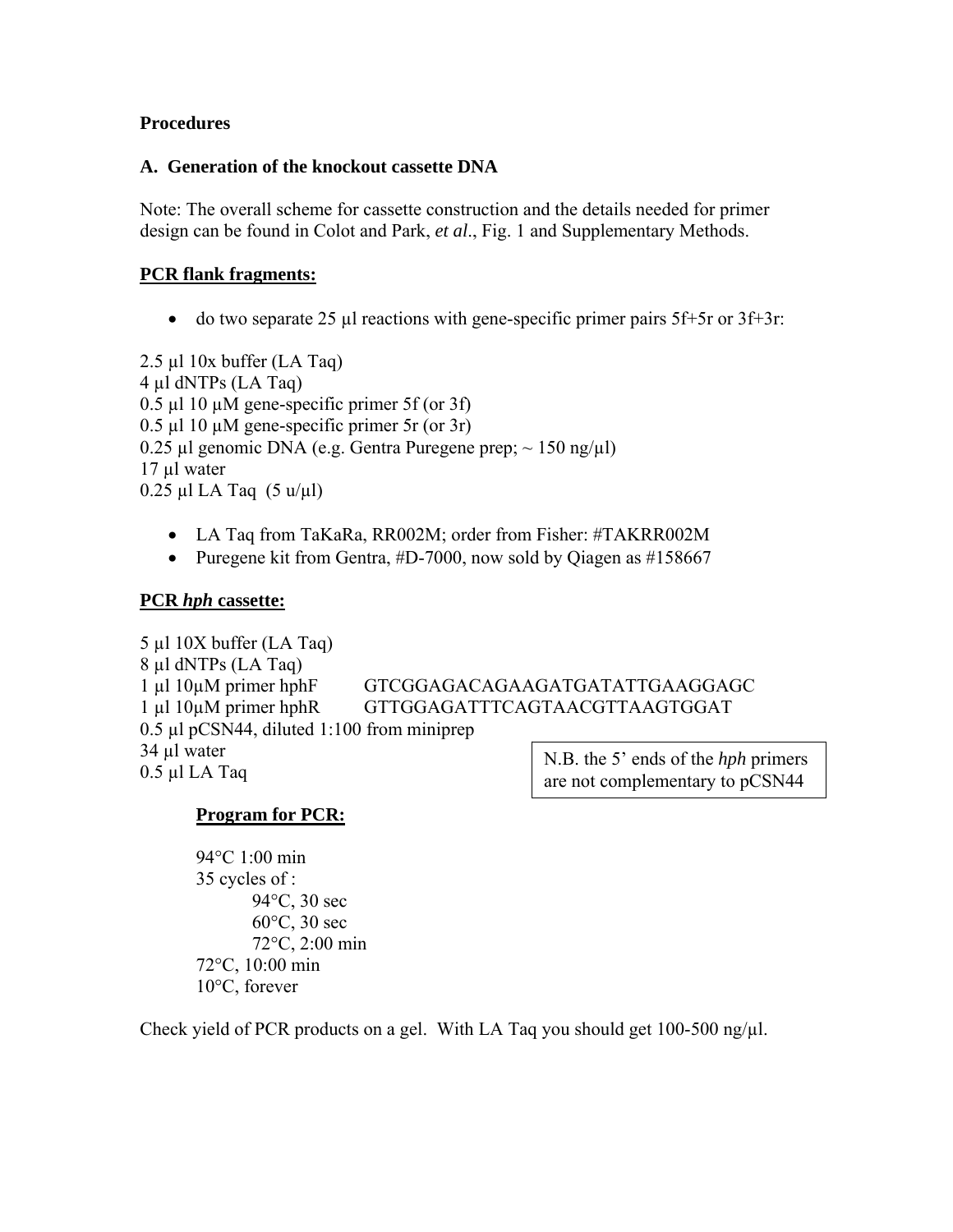**Procedures**

**A. Generation of the knockout cassette DNA**

Note: The overall scheme for cassette construction and the details needed for primer design can be found in Colot and Park, *et al*., Fig. 1 and Supplementary Methods.

**PCR flank fragments:**

- do two separate 25 µl reactions with gene-specific primer pairs 5f+5r or 3f+3r:

2.5 µl 10x buffer (LA Taq)
4 µl dNTPs (LA Taq)
0.5 µl 10 µM gene-specific primer 5f (or 3f)
0.5 µl 10 µM gene-specific primer 5r (or 3r)
0.25 µl genomic DNA (e.g. Gentra Puregene prep; ~ 150 ng/µl)
17 µl water
0.25 µl LA Taq (5 u/µl)

- LA Taq from TaKaRa, RR002M; order from Fisher: #TAKRR002M
- Puregene kit from Gentra, #D-7000, now sold by Qiagen as #158667

**PCR *hph* cassette:**

5 µl 10X buffer (LA Taq)
8 µl dNTPs (LA Taq)
1 µl 10µM primer hphF GTCGGAGACAGAAGATGATATTGAAGGAGC
1 µl 10µM primer hphR GTTGGAGATTTCAGTAACGTTAAGTGGAT
0.5 µl pCSN44, diluted 1:100 from miniprep
34 µl water
0.5 µl LA Taq

N.B. the 5' ends of the *hph* primers are not complementary to pCSN44

**Program for PCR:**

94°C 1:00 min
35 cycles of :
94°C, 30 sec
60°C, 30 sec
72°C, 2:00 min
72°C, 10:00 min
10°C, forever

Check yield of PCR products on a gel. With LA Taq you should get 100-500 ng/µl.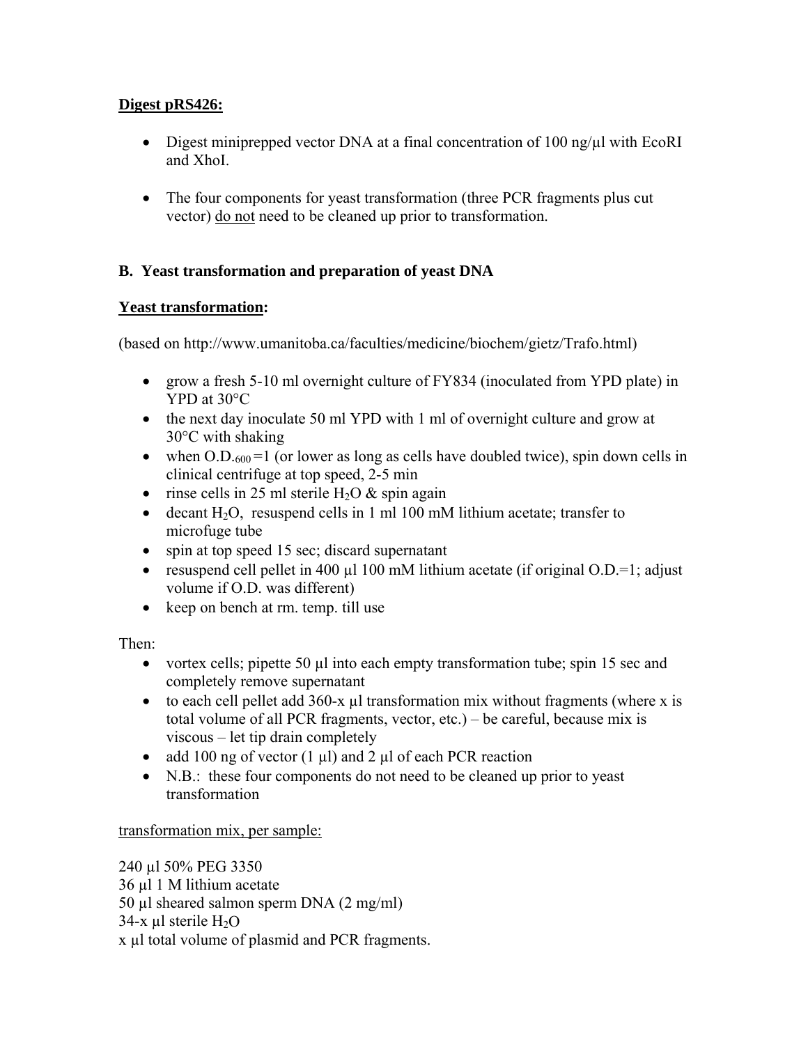**<u>Digest pRS426:</u>**

- Digest miniprepped vector DNA at a final concentration of 100 ng/µl with EcoRI and XhoI.
- The four components for yeast transformation (three PCR fragments plus cut vector) <u>do not</u> need to be cleaned up prior to transformation.

## B. Yeast transformation and preparation of yeast DNA

**<u>Yeast transformation</u>:**

(based on http://www.umanitoba.ca/faculties/medicine/biochem/gietz/Trafo.html)

- grow a fresh 5-10 ml overnight culture of FY834 (inoculated from YPD plate) in YPD at 30°C
- the next day inoculate 50 ml YPD with 1 ml of overnight culture and grow at 30°C with shaking
- when $O.D._{600}$ =1 (or lower as long as cells have doubled twice), spin down cells in clinical centrifuge at top speed, 2-5 min
- rinse cells in 25 ml sterile $H_2O$ & spin again
- decant $H_2O$, resuspend cells in 1 ml 100 mM lithium acetate; transfer to microfuge tube
- spin at top speed 15 sec; discard supernatant
- resuspend cell pellet in 400 µl 100 mM lithium acetate (if original O.D.=1; adjust volume if O.D. was different)
- keep on bench at rm. temp. till use

Then:

- vortex cells; pipette 50 µl into each empty transformation tube; spin 15 sec and completely remove supernatant
- to each cell pellet add 360-x µl transformation mix without fragments (where x is total volume of all PCR fragments, vector, etc.) – be careful, because mix is viscous – let tip drain completely
- add 100 ng of vector (1 µl) and 2 µl of each PCR reaction
- N.B.: these four components do not need to be cleaned up prior to yeast transformation

<u>transformation mix, per sample:</u>

240 µl 50% PEG 3350
36 µl 1 M lithium acetate
50 µl sheared salmon sperm DNA (2 mg/ml)
34-x µl sterile $H_2O$
x µl total volume of plasmid and PCR fragments.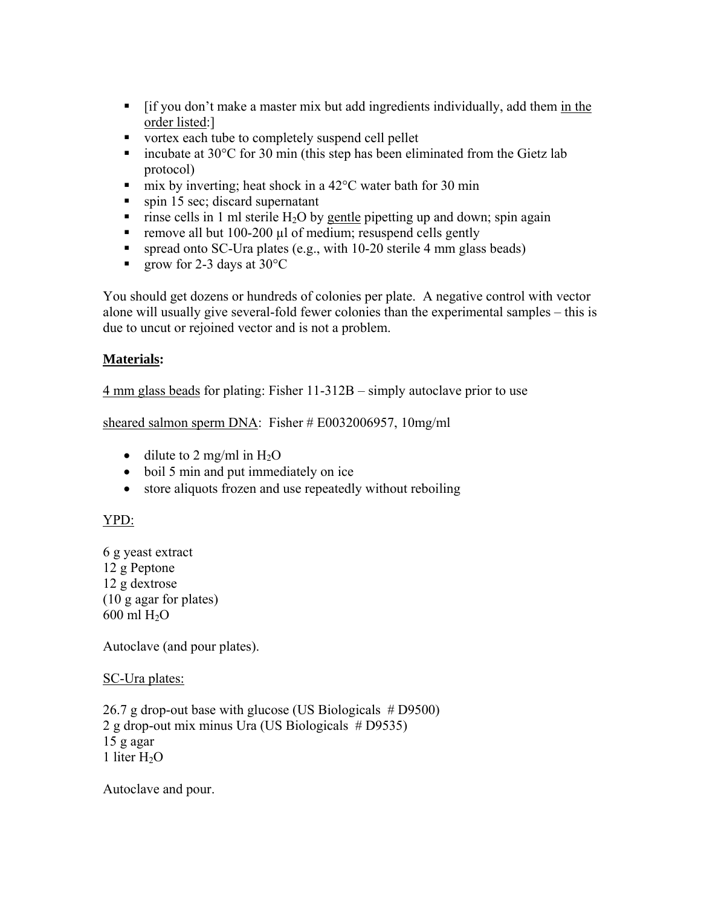- [if you don't make a master mix but add ingredients individually, add them <u>in the order listed</u>:]
- vortex each tube to completely suspend cell pellet
- incubate at 30°C for 30 min (this step has been eliminated from the Gietz lab protocol)
- mix by inverting; heat shock in a 42°C water bath for 30 min
- spin 15 sec; discard supernatant
- rinse cells in 1 ml sterile $H_2O$ by <u>gentle</u> pipetting up and down; spin again
- remove all but 100-200 µl of medium; resuspend cells gently
- spread onto SC-Ura plates (e.g., with 10-20 sterile 4 mm glass beads)
- grow for 2-3 days at 30°C

You should get dozens or hundreds of colonies per plate. A negative control with vector alone will usually give several-fold fewer colonies than the experimental samples – this is due to uncut or rejoined vector and is not a problem.

**<u>Materials</u>:**

<u>4 mm glass beads</u> for plating: Fisher 11-312B – simply autoclave prior to use

<u>sheared salmon sperm DNA</u>: Fisher # E0032006957, 10mg/ml

- dilute to 2 mg/ml in $H_2O$
- boil 5 min and put immediately on ice
- store aliquots frozen and use repeatedly without reboiling

<u>YPD:</u>

6 g yeast extract
12 g Peptone
12 g dextrose
(10 g agar for plates)
600 ml $H_2O$

Autoclave (and pour plates).

<u>SC-Ura plates:</u>

26.7 g drop-out base with glucose (US Biologicals # D9500)
2 g drop-out mix minus Ura (US Biologicals # D9535)
15 g agar
1 liter $H_2O$

Autoclave and pour.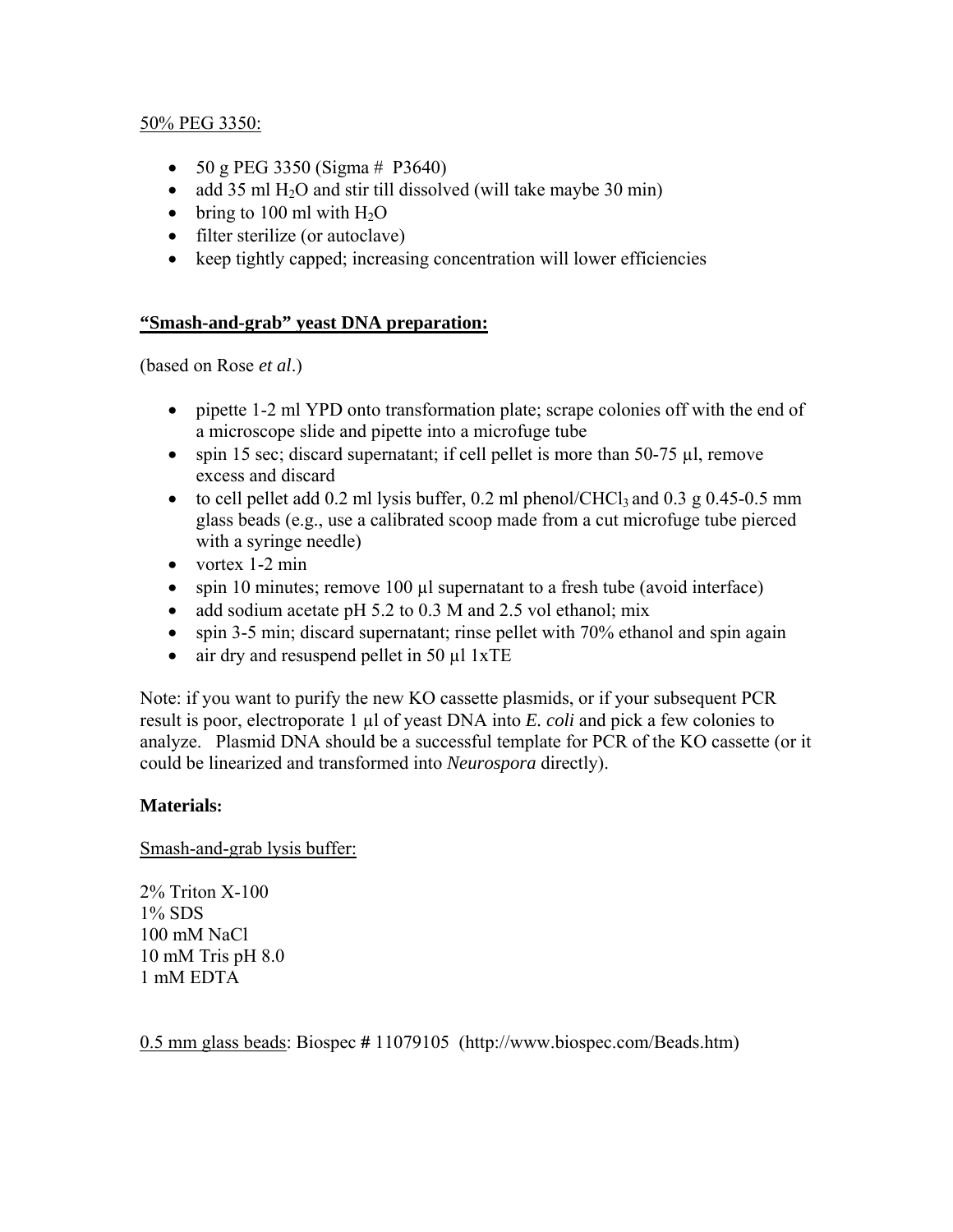50% PEG 3350:

- 50 g PEG 3350 (Sigma # P3640)
- add 35 ml $H_2O$ and stir till dissolved (will take maybe 30 min)
- bring to 100 ml with $H_2O$
- filter sterilize (or autoclave)
- keep tightly capped; increasing concentration will lower efficiencies

**"Smash-and-grab" yeast DNA preparation:**

(based on Rose *et al*.)

- pipette 1-2 ml YPD onto transformation plate; scrape colonies off with the end of a microscope slide and pipette into a microfuge tube
- spin 15 sec; discard supernatant; if cell pellet is more than 50-75 µl, remove excess and discard
- to cell pellet add 0.2 ml lysis buffer, 0.2 ml phenol/$CHCl_3$ and 0.3 g 0.45-0.5 mm glass beads (e.g., use a calibrated scoop made from a cut microfuge tube pierced with a syringe needle)
- vortex 1-2 min
- spin 10 minutes; remove 100 µl supernatant to a fresh tube (avoid interface)
- add sodium acetate pH 5.2 to 0.3 M and 2.5 vol ethanol; mix
- spin 3-5 min; discard supernatant; rinse pellet with 70% ethanol and spin again
- air dry and resuspend pellet in 50 µl 1xTE

Note: if you want to purify the new KO cassette plasmids, or if your subsequent PCR result is poor, electroporate 1 µl of yeast DNA into *E. coli* and pick a few colonies to analyze. Plasmid DNA should be a successful template for PCR of the KO cassette (or it could be linearized and transformed into *Neurospora* directly).

**Materials:**

Smash-and-grab lysis buffer:

2% Triton X-100
1% SDS
100 mM NaCl
10 mM Tris pH 8.0
1 mM EDTA

0.5 mm glass beads: Biospec **#** 11079105 (http://www.biospec.com/Beads.htm)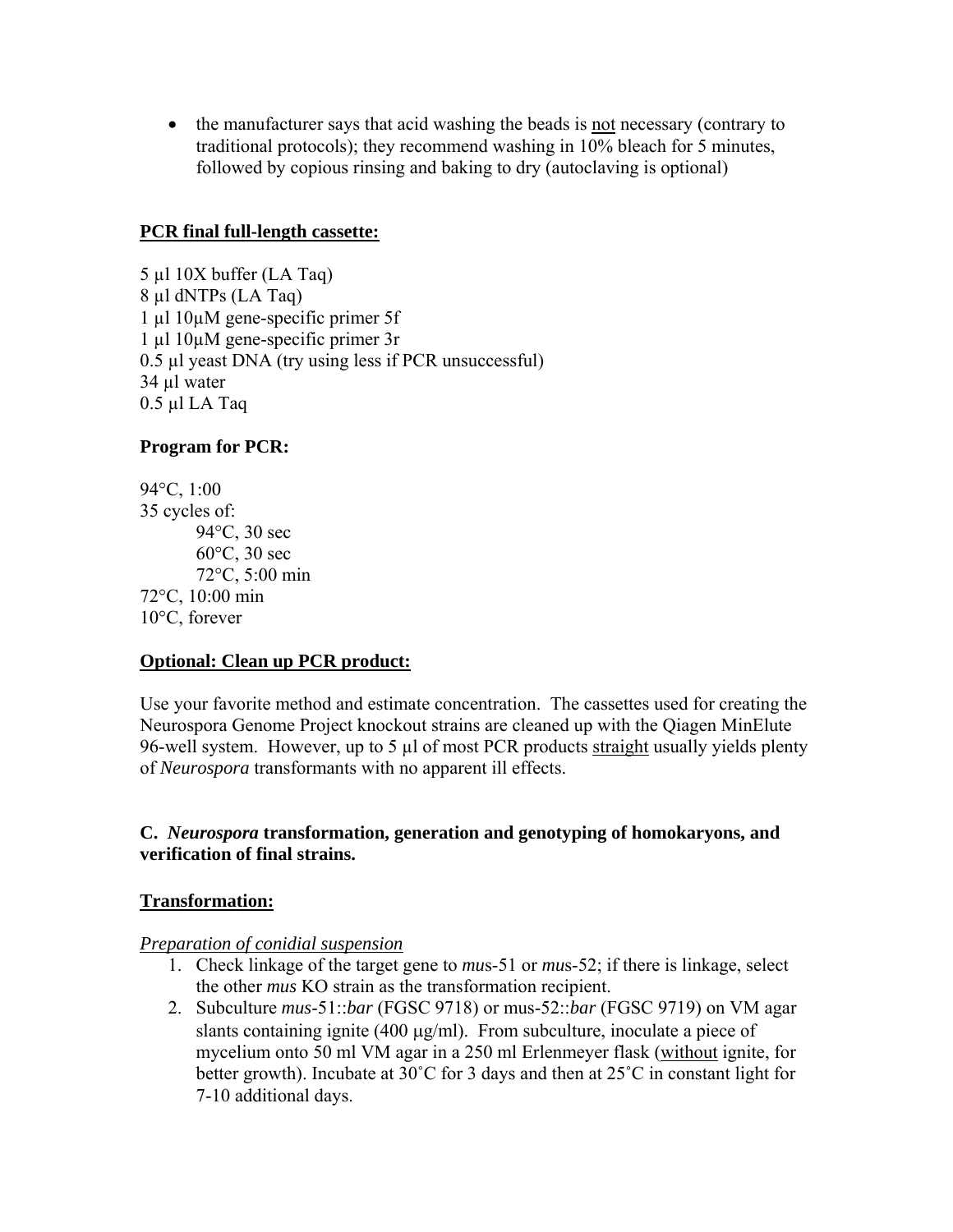- the manufacturer says that acid washing the beads is not necessary (contrary to traditional protocols); they recommend washing in 10% bleach for 5 minutes, followed by copious rinsing and baking to dry (autoclaving is optional)

**PCR final full-length cassette:**

5 µl 10X buffer (LA Taq)
8 µl dNTPs (LA Taq)
1 µl 10µM gene-specific primer 5f
1 µl 10µM gene-specific primer 3r
0.5 µl yeast DNA (try using less if PCR unsuccessful)
34 µl water
0.5 µl LA Taq

**Program for PCR:**

94°C, 1:00
35 cycles of:
    94°C, 30 sec
    60°C, 30 sec
    72°C, 5:00 min
72°C, 10:00 min
10°C, forever

**Optional: Clean up PCR product:**

Use your favorite method and estimate concentration. The cassettes used for creating the Neurospora Genome Project knockout strains are cleaned up with the Qiagen MinElute 96-well system. However, up to 5 µl of most PCR products straight usually yields plenty of *Neurospora* transformants with no apparent ill effects.

**C. *Neurospora* transformation, generation and genotyping of homokaryons, and verification of final strains.**

**Transformation:**

*Preparation of conidial suspension*

1. Check linkage of the target gene to *mus*-51 or *mus*-52; if there is linkage, select the other *mus* KO strain as the transformation recipient.
2. Subculture *mus*-51::*bar* (FGSC 9718) or mus-52::*bar* (FGSC 9719) on VM agar slants containing ignite (400 µg/ml). From subculture, inoculate a piece of mycelium onto 50 ml VM agar in a 250 ml Erlenmeyer flask (without ignite, for better growth). Incubate at 30˚C for 3 days and then at 25˚C in constant light for 7-10 additional days.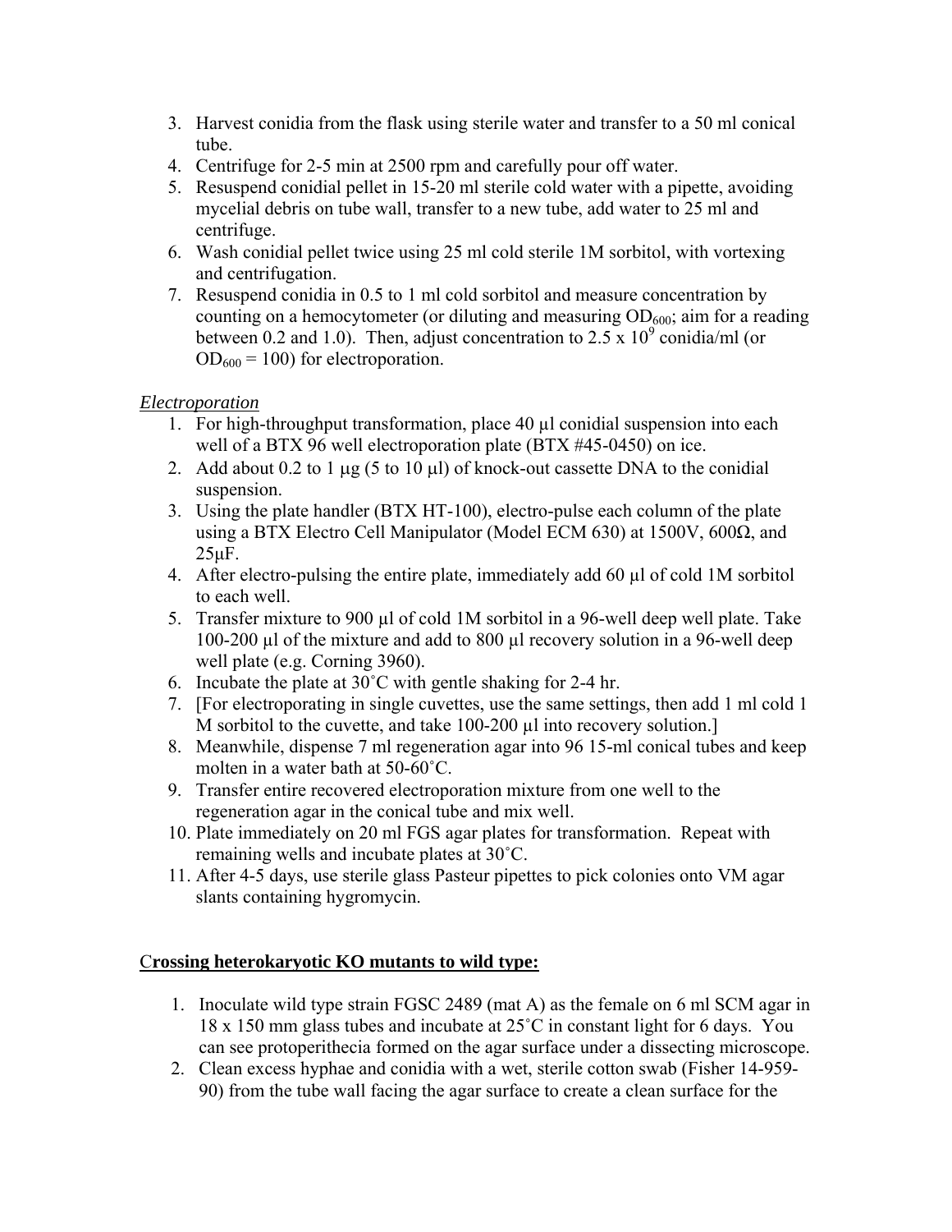3. Harvest conidia from the flask using sterile water and transfer to a 50 ml conical tube.
4. Centrifuge for 2-5 min at 2500 rpm and carefully pour off water.
5. Resuspend conidial pellet in 15-20 ml sterile cold water with a pipette, avoiding mycelial debris on tube wall, transfer to a new tube, add water to 25 ml and centrifuge.
6. Wash conidial pellet twice using 25 ml cold sterile 1M sorbitol, with vortexing and centrifugation.
7. Resuspend conidia in 0.5 to 1 ml cold sorbitol and measure concentration by counting on a hemocytometer (or diluting and measuring $OD_{600}$; aim for a reading between 0.2 and 1.0). Then, adjust concentration to $2.5 \times 10^9$ conidia/ml (or $OD_{600} = 100$) for electroporation.

*Electroporation*

1. For high-throughput transformation, place 40 µl conidial suspension into each well of a BTX 96 well electroporation plate (BTX #45-0450) on ice.
2. Add about 0.2 to 1 µg (5 to 10 µl) of knock-out cassette DNA to the conidial suspension.
3. Using the plate handler (BTX HT-100), electro-pulse each column of the plate using a BTX Electro Cell Manipulator (Model ECM 630) at 1500V, 600Ω, and 25µF.
4. After electro-pulsing the entire plate, immediately add 60 µl of cold 1M sorbitol to each well.
5. Transfer mixture to 900 µl of cold 1M sorbitol in a 96-well deep well plate. Take 100-200 µl of the mixture and add to 800 µl recovery solution in a 96-well deep well plate (e.g. Corning 3960).
6. Incubate the plate at 30˚C with gentle shaking for 2-4 hr.
7. [For electroporating in single cuvettes, use the same settings, then add 1 ml cold 1 M sorbitol to the cuvette, and take 100-200 µl into recovery solution.]
8. Meanwhile, dispense 7 ml regeneration agar into 96 15-ml conical tubes and keep molten in a water bath at 50-60˚C.
9. Transfer entire recovered electroporation mixture from one well to the regeneration agar in the conical tube and mix well.
10. Plate immediately on 20 ml FGS agar plates for transformation. Repeat with remaining wells and incubate plates at 30˚C.
11. After 4-5 days, use sterile glass Pasteur pipettes to pick colonies onto VM agar slants containing hygromycin.

**<u>Crossing heterokaryotic KO mutants to wild type:</u>**

1. Inoculate wild type strain FGSC 2489 (mat A) as the female on 6 ml SCM agar in 18 x 150 mm glass tubes and incubate at 25˚C in constant light for 6 days. You can see protoperithecia formed on the agar surface under a dissecting microscope.
2. Clean excess hyphae and conidia with a wet, sterile cotton swab (Fisher 14-959-90) from the tube wall facing the agar surface to create a clean surface for the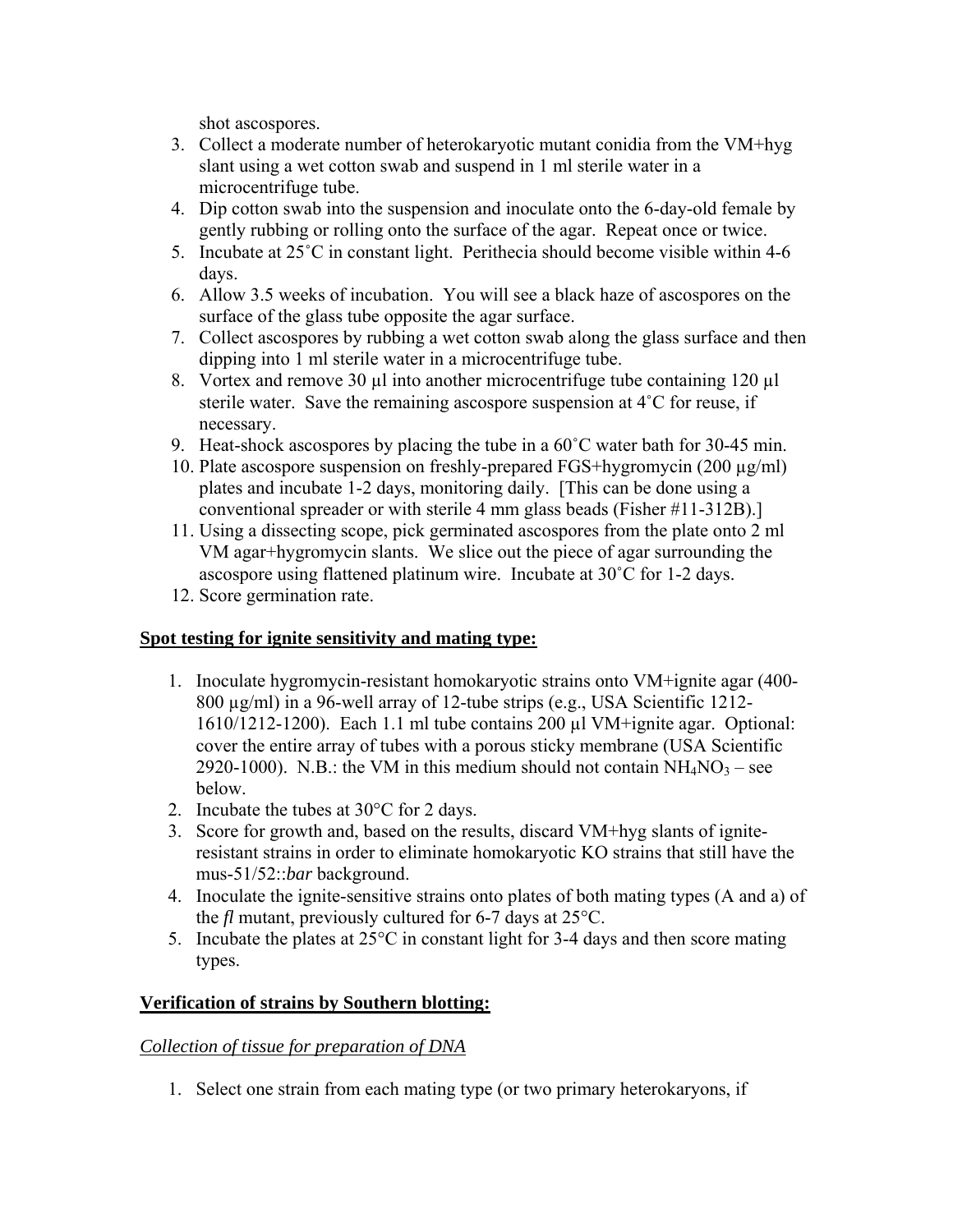shot ascospores.

3. Collect a moderate number of heterokaryotic mutant conidia from the VM+hyg slant using a wet cotton swab and suspend in 1 ml sterile water in a microcentrifuge tube.
4. Dip cotton swab into the suspension and inoculate onto the 6-day-old female by gently rubbing or rolling onto the surface of the agar. Repeat once or twice.
5. Incubate at 25˚C in constant light. Perithecia should become visible within 4-6 days.
6. Allow 3.5 weeks of incubation. You will see a black haze of ascospores on the surface of the glass tube opposite the agar surface.
7. Collect ascospores by rubbing a wet cotton swab along the glass surface and then dipping into 1 ml sterile water in a microcentrifuge tube.
8. Vortex and remove 30 µl into another microcentrifuge tube containing 120 µl sterile water. Save the remaining ascospore suspension at 4˚C for reuse, if necessary.
9. Heat-shock ascospores by placing the tube in a 60˚C water bath for 30-45 min.
10. Plate ascospore suspension on freshly-prepared FGS+hygromycin (200 µg/ml) plates and incubate 1-2 days, monitoring daily. [This can be done using a conventional spreader or with sterile 4 mm glass beads (Fisher #11-312B).]
11. Using a dissecting scope, pick germinated ascospores from the plate onto 2 ml VM agar+hygromycin slants. We slice out the piece of agar surrounding the ascospore using flattened platinum wire. Incubate at 30˚C for 1-2 days.
12. Score germination rate.

**Spot testing for ignite sensitivity and mating type:**

1. Inoculate hygromycin-resistant homokaryotic strains onto VM+ignite agar (400-800 µg/ml) in a 96-well array of 12-tube strips (e.g., USA Scientific 1212-1610/1212-1200). Each 1.1 ml tube contains 200 µl VM+ignite agar. Optional: cover the entire array of tubes with a porous sticky membrane (USA Scientific 2920-1000). N.B.: the VM in this medium should not contain $NH_4NO_3$ – see below.
2. Incubate the tubes at 30°C for 2 days.
3. Score for growth and, based on the results, discard VM+hyg slants of ignite-resistant strains in order to eliminate homokaryotic KO strains that still have the mus-51/52::*bar* background.
4. Inoculate the ignite-sensitive strains onto plates of both mating types (A and a) of the *fl* mutant, previously cultured for 6-7 days at 25°C.
5. Incubate the plates at 25°C in constant light for 3-4 days and then score mating types.

**Verification of strains by Southern blotting:**

*Collection of tissue for preparation of DNA*

1. Select one strain from each mating type (or two primary heterokaryons, if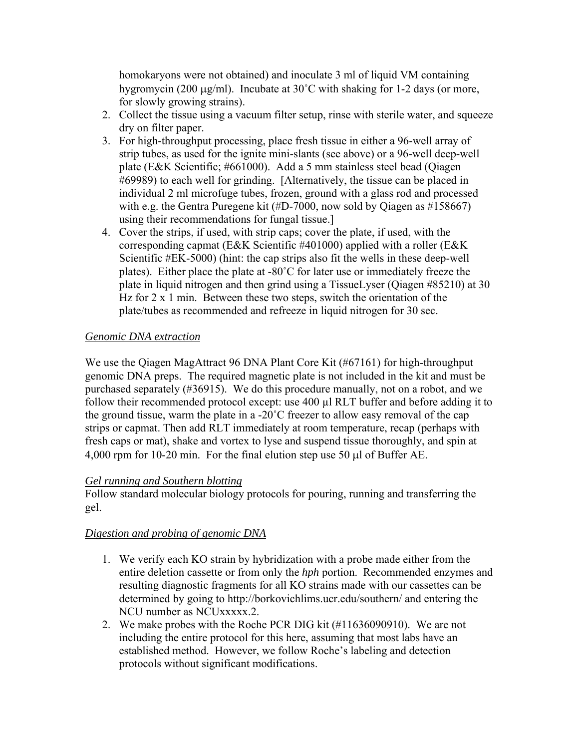homokaryons were not obtained) and inoculate 3 ml of liquid VM containing hygromycin (200 μg/ml). Incubate at 30˚C with shaking for 1-2 days (or more, for slowly growing strains).

2. Collect the tissue using a vacuum filter setup, rinse with sterile water, and squeeze dry on filter paper.
3. For high-throughput processing, place fresh tissue in either a 96-well array of strip tubes, as used for the ignite mini-slants (see above) or a 96-well deep-well plate (E&K Scientific; #661000). Add a 5 mm stainless steel bead (Qiagen #69989) to each well for grinding. [Alternatively, the tissue can be placed in individual 2 ml microfuge tubes, frozen, ground with a glass rod and processed with e.g. the Gentra Puregene kit (#D-7000, now sold by Qiagen as #158667) using their recommendations for fungal tissue.]
4. Cover the strips, if used, with strip caps; cover the plate, if used, with the corresponding capmat (E&K Scientific #401000) applied with a roller (E&K Scientific #EK-5000) (hint: the cap strips also fit the wells in these deep-well plates). Either place the plate at -80˚C for later use or immediately freeze the plate in liquid nitrogen and then grind using a TissueLyser (Qiagen #85210) at 30 Hz for 2 x 1 min. Between these two steps, switch the orientation of the plate/tubes as recommended and refreeze in liquid nitrogen for 30 sec.

*Genomic DNA extraction*

We use the Qiagen MagAttract 96 DNA Plant Core Kit (#67161) for high-throughput genomic DNA preps. The required magnetic plate is not included in the kit and must be purchased separately (#36915). We do this procedure manually, not on a robot, and we follow their recommended protocol except: use 400 μl RLT buffer and before adding it to the ground tissue, warm the plate in a -20˚C freezer to allow easy removal of the cap strips or capmat. Then add RLT immediately at room temperature, recap (perhaps with fresh caps or mat), shake and vortex to lyse and suspend tissue thoroughly, and spin at 4,000 rpm for 10-20 min. For the final elution step use 50 μl of Buffer AE.

*Gel running and Southern blotting*

Follow standard molecular biology protocols for pouring, running and transferring the gel.

*Digestion and probing of genomic DNA*

1. We verify each KO strain by hybridization with a probe made either from the entire deletion cassette or from only the *hph* portion. Recommended enzymes and resulting diagnostic fragments for all KO strains made with our cassettes can be determined by going to http://borkovichlims.ucr.edu/southern/ and entering the NCU number as NCUxxxxx.2.
2. We make probes with the Roche PCR DIG kit (#11636090910). We are not including the entire protocol for this here, assuming that most labs have an established method. However, we follow Roche's labeling and detection protocols without significant modifications.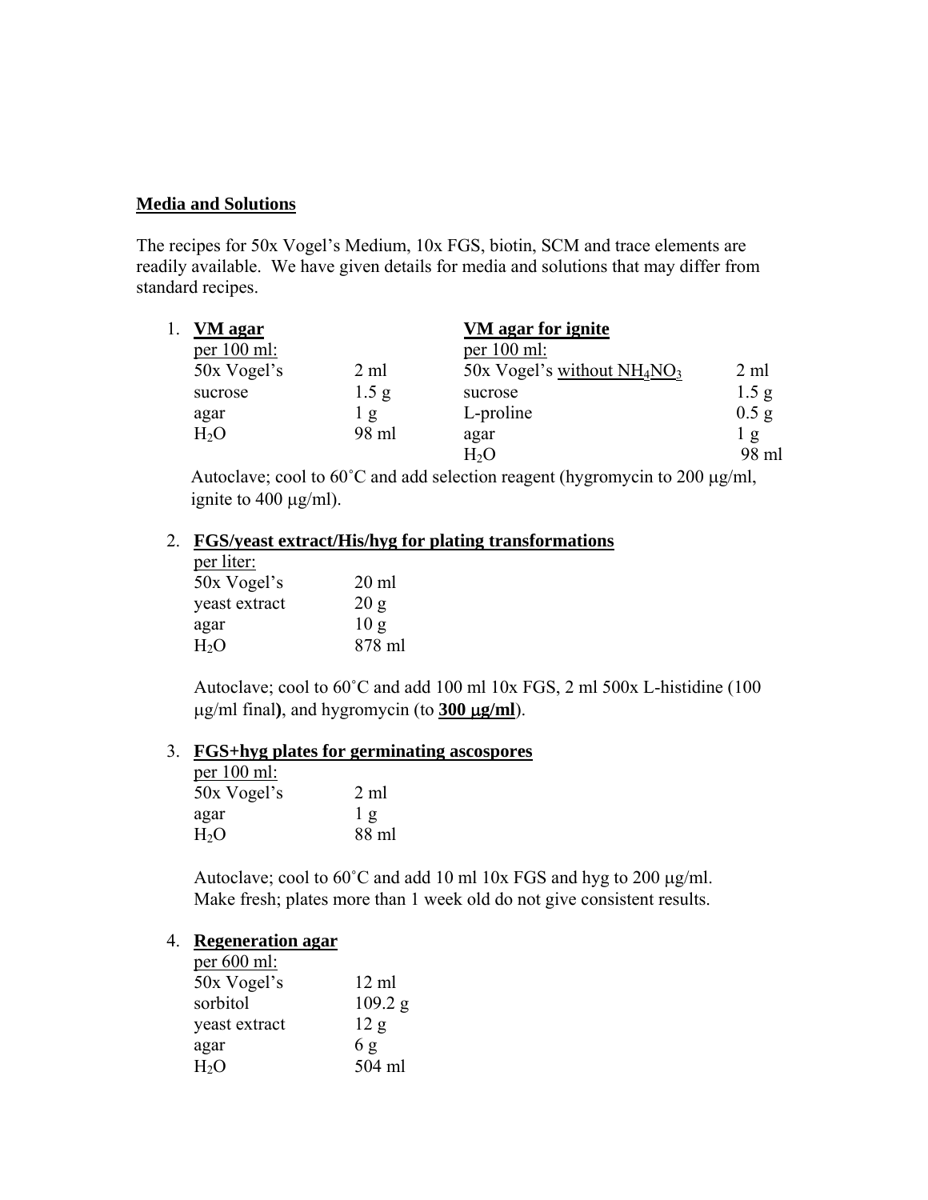## Media and Solutions

The recipes for 50x Vogel's Medium, 10x FGS, biotin, SCM and trace elements are readily available. We have given details for media and solutions that may differ from standard recipes.

1. **VM agar**

   per 100 ml:

   | | |
   |---|---|
   | 50x Vogel's | 2 ml |
   | sucrose | 1.5 g |
   | agar | 1 g |
   | $H_2O$ | 98 ml |

   **VM agar for ignite**

   per 100 ml:

   | | |
   |---|---|
   | 50x Vogel's without $NH_4NO_3$ | 2 ml |
   | sucrose | 1.5 g |
   | L-proline | 0.5 g |
   | agar | 1 g |
   | $H_2O$ | 98 ml |

   Autoclave; cool to 60˚C and add selection reagent (hygromycin to 200 μg/ml, ignite to 400 μg/ml).

2. **FGS/yeast extract/His/hyg for plating transformations**

   per liter:

   | | |
   |---|---|
   | 50x Vogel's | 20 ml |
   | yeast extract | 20 g |
   | agar | 10 g |
   | $H_2O$ | 878 ml |

   Autoclave; cool to 60˚C and add 100 ml 10x FGS, 2 ml 500x L-histidine (100 μg/ml final**)**, and hygromycin (to **300 μg/ml**).

3. **FGS+hyg plates for germinating ascospores**

   per 100 ml:

   | | |
   |---|---|
   | 50x Vogel's | 2 ml |
   | agar | 1 g |
   | $H_2O$ | 88 ml |

   Autoclave; cool to 60˚C and add 10 ml 10x FGS and hyg to 200 μg/ml. Make fresh; plates more than 1 week old do not give consistent results.

4. **Regeneration agar**

   per 600 ml:

   | | |
   |---|---|
   | 50x Vogel's | 12 ml |
   | sorbitol | 109.2 g |
   | yeast extract | 12 g |
   | agar | 6 g |
   | $H_2O$ | 504 ml |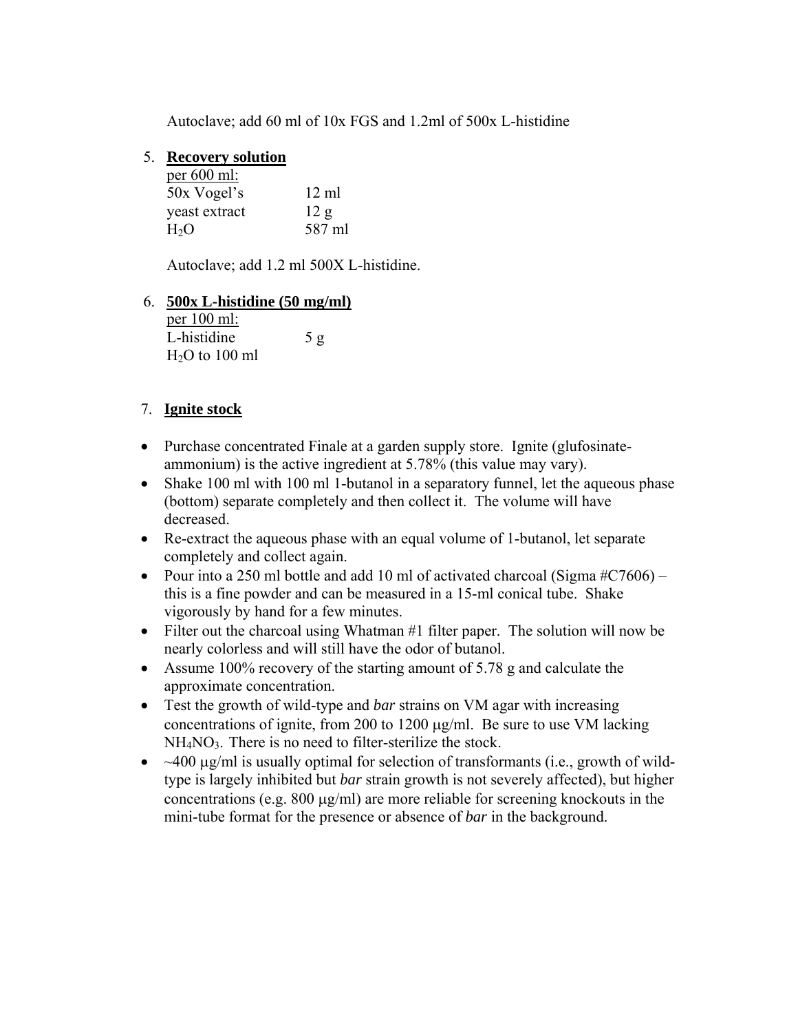Autoclave; add 60 ml of 10x FGS and 1.2ml of 500x L-histidine

5. **Recovery solution**

   per 600 ml:

   | | |
   |---|---|
   | 50x Vogel's | 12 ml |
   | yeast extract | 12 g |
   | $H_2O$ | 587 ml |

   Autoclave; add 1.2 ml 500X L-histidine.

6. **500x L-histidine (50 mg/ml)**

   per 100 ml:

   | | |
   |---|---|
   | L-histidine | 5 g |
   | $H_2O$ to 100 ml | |

7. **Ignite stock**

- Purchase concentrated Finale at a garden supply store. Ignite (glufosinate-ammonium) is the active ingredient at 5.78% (this value may vary).
- Shake 100 ml with 100 ml 1-butanol in a separatory funnel, let the aqueous phase (bottom) separate completely and then collect it. The volume will have decreased.
- Re-extract the aqueous phase with an equal volume of 1-butanol, let separate completely and collect again.
- Pour into a 250 ml bottle and add 10 ml of activated charcoal (Sigma #C7606) – this is a fine powder and can be measured in a 15-ml conical tube. Shake vigorously by hand for a few minutes.
- Filter out the charcoal using Whatman #1 filter paper. The solution will now be nearly colorless and will still have the odor of butanol.
- Assume 100% recovery of the starting amount of 5.78 g and calculate the approximate concentration.
- Test the growth of wild-type and *bar* strains on VM agar with increasing concentrations of ignite, from 200 to 1200 μg/ml. Be sure to use VM lacking $NH_4NO_3$. There is no need to filter-sterilize the stock.
- ~400 μg/ml is usually optimal for selection of transformants (i.e., growth of wild-type is largely inhibited but *bar* strain growth is not severely affected), but higher concentrations (e.g. 800 μg/ml) are more reliable for screening knockouts in the mini-tube format for the presence or absence of *bar* in the background.